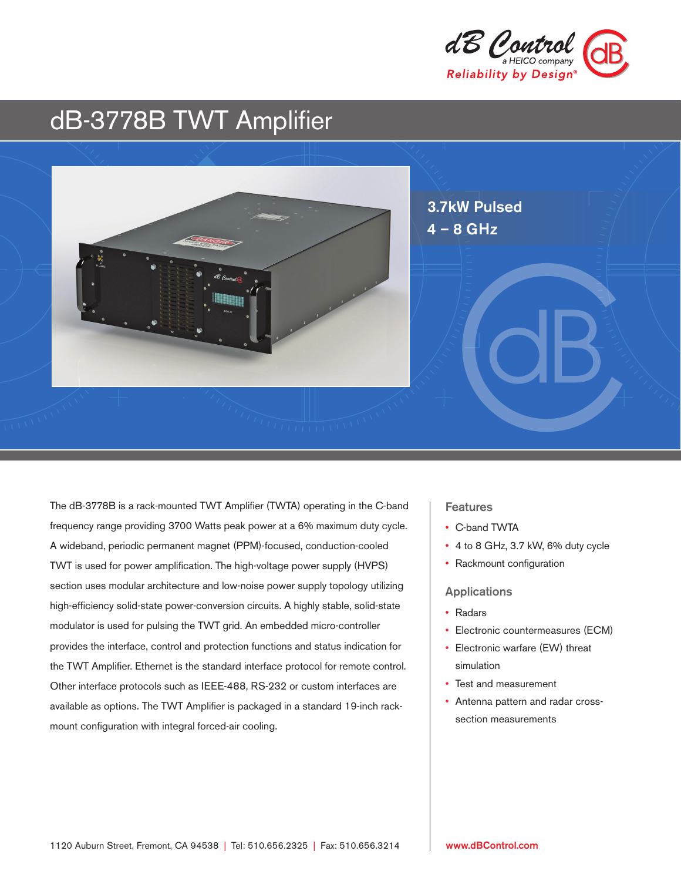dB Control
a HEICO company
Reliability by Design®

# dB-3778B TWT Amplifier

**3.7kW Pulsed**
**4 – 8 GHz**

The dB-3778B is a rack-mounted TWT Amplifier (TWTA) operating in the C-band frequency range providing 3700 Watts peak power at a 6% maximum duty cycle. A wideband, periodic permanent magnet (PPM)-focused, conduction-cooled TWT is used for power amplification. The high-voltage power supply (HVPS) section uses modular architecture and low-noise power supply topology utilizing high-efficiency solid-state power-conversion circuits. A highly stable, solid-state modulator is used for pulsing the TWT grid. An embedded micro-controller provides the interface, control and protection functions and status indication for the TWT Amplifier. Ethernet is the standard interface protocol for remote control. Other interface protocols such as IEEE-488, RS-232 or custom interfaces are available as options. The TWT Amplifier is packaged in a standard 19-inch rack-mount configuration with integral forced-air cooling.

## Features

- C-band TWTA
- 4 to 8 GHz, 3.7 kW, 6% duty cycle
- Rackmount configuration

## Applications

- Radars
- Electronic countermeasures (ECM)
- Electronic warfare (EW) threat simulation
- Test and measurement
- Antenna pattern and radar cross-section measurements

1120 Auburn Street, Fremont, CA 94538 | Tel: 510.656.2325 | Fax: 510.656.3214

www.dBControl.com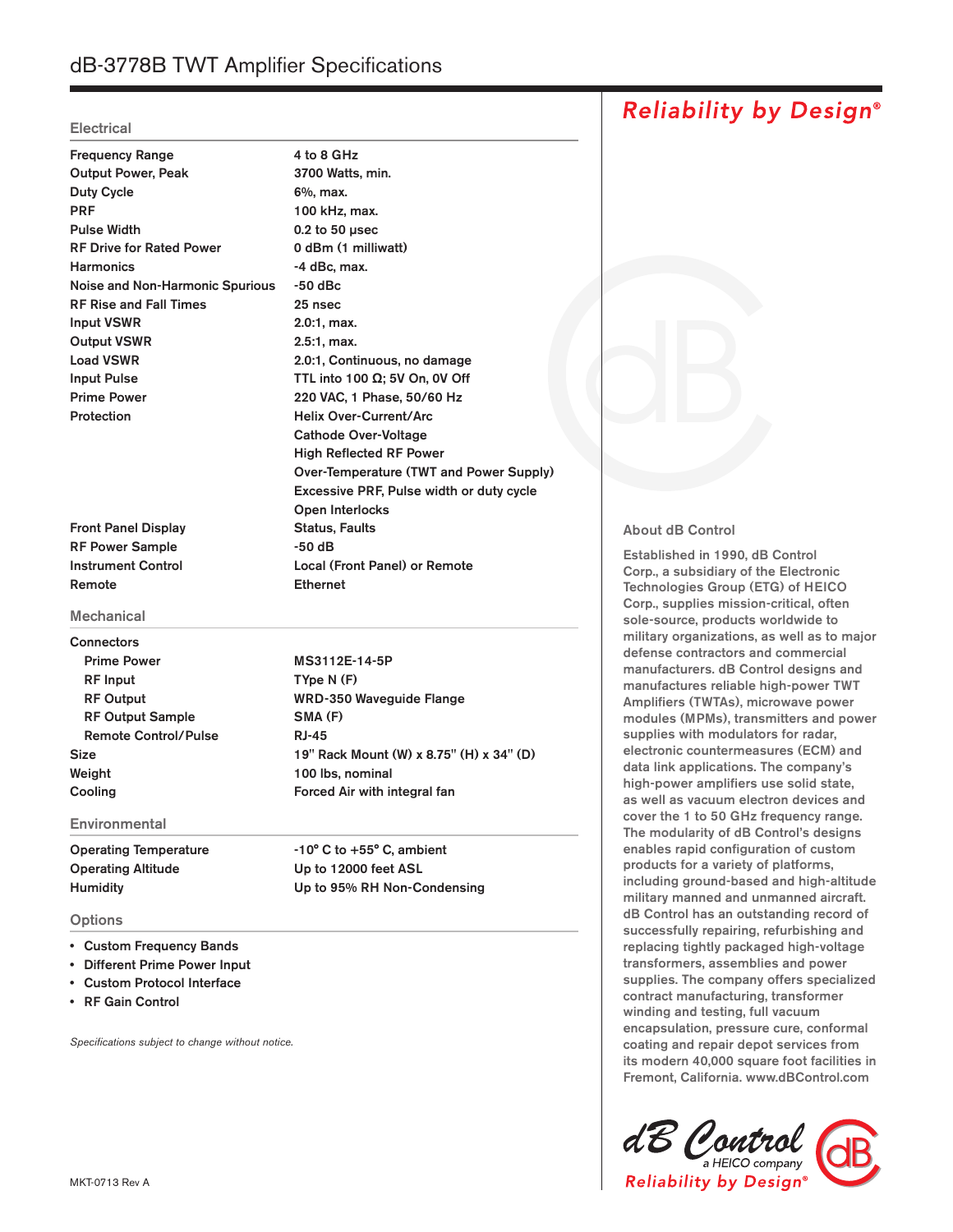# dB-3778B TWT Amplifier Specifications

## Electrical

| | |
|---|---|
| Frequency Range | 4 to 8 GHz |
| Output Power, Peak | 3700 Watts, min. |
| Duty Cycle | 6%, max. |
| PRF | 100 kHz, max. |
| Pulse Width | 0.2 to 50 μsec |
| RF Drive for Rated Power | 0 dBm (1 milliwatt) |
| Harmonics | -4 dBc, max. |
| Noise and Non-Harmonic Spurious | -50 dBc |
| RF Rise and Fall Times | 25 nsec |
| Input VSWR | 2.0:1, max. |
| Output VSWR | 2.5:1, max. |
| Load VSWR | 2.0:1, Continuous, no damage |
| Input Pulse | TTL into 100 Ω; 5V On, 0V Off |
| Prime Power | 220 VAC, 1 Phase, 50/60 Hz |
| Protection | Helix Over-Current/Arc<br>Cathode Over-Voltage<br>High Reflected RF Power<br>Over-Temperature (TWT and Power Supply)<br>Excessive PRF, Pulse width or duty cycle<br>Open Interlocks |
| Front Panel Display | Status, Faults |
| RF Power Sample | -50 dB |
| Instrument Control | Local (Front Panel) or Remote |
| Remote | Ethernet |

## Mechanical

| | |
|---|---|
| Connectors | |
| Prime Power | MS3112E-14-5P |
| RF Input | TYpe N (F) |
| RF Output | WRD-350 Waveguide Flange |
| RF Output Sample | SMA (F) |
| Remote Control/Pulse | RJ-45 |
| Size | 19" Rack Mount (W) x 8.75" (H) x 34" (D) |
| Weight | 100 lbs, nominal |
| Cooling | Forced Air with integral fan |

## Environmental

| | |
|---|---|
| Operating Temperature | -10° C to +55° C, ambient |
| Operating Altitude | Up to 12000 feet ASL |
| Humidity | Up to 95% RH Non-Condensing |

## Options

- Custom Frequency Bands
- Different Prime Power Input
- Custom Protocol Interface
- RF Gain Control

*Specifications subject to change without notice.*

MKT-0713 Rev A

*Reliability by Design®*

## About dB Control

Established in 1990, dB Control Corp., a subsidiary of the Electronic Technologies Group (ETG) of HEICO Corp., supplies mission-critical, often sole-source, products worldwide to military organizations, as well as to major defense contractors and commercial manufacturers. dB Control designs and manufactures reliable high-power TWT Amplifiers (TWTAs), microwave power modules (MPMs), transmitters and power supplies with modulators for radar, electronic countermeasures (ECM) and data link applications. The company's high-power amplifiers use solid state, as well as vacuum electron devices and cover the 1 to 50 GHz frequency range. The modularity of dB Control's designs enables rapid configuration of custom products for a variety of platforms, including ground-based and high-altitude military manned and unmanned aircraft. dB Control has an outstanding record of successfully repairing, refurbishing and replacing tightly packaged high-voltage transformers, assemblies and power supplies. The company offers specialized contract manufacturing, transformer winding and testing, full vacuum encapsulation, pressure cure, conformal coating and repair depot services from its modern 40,000 square foot facilities in Fremont, California. www.dBControl.com

dB Control
a HEICO company
*Reliability by Design®*